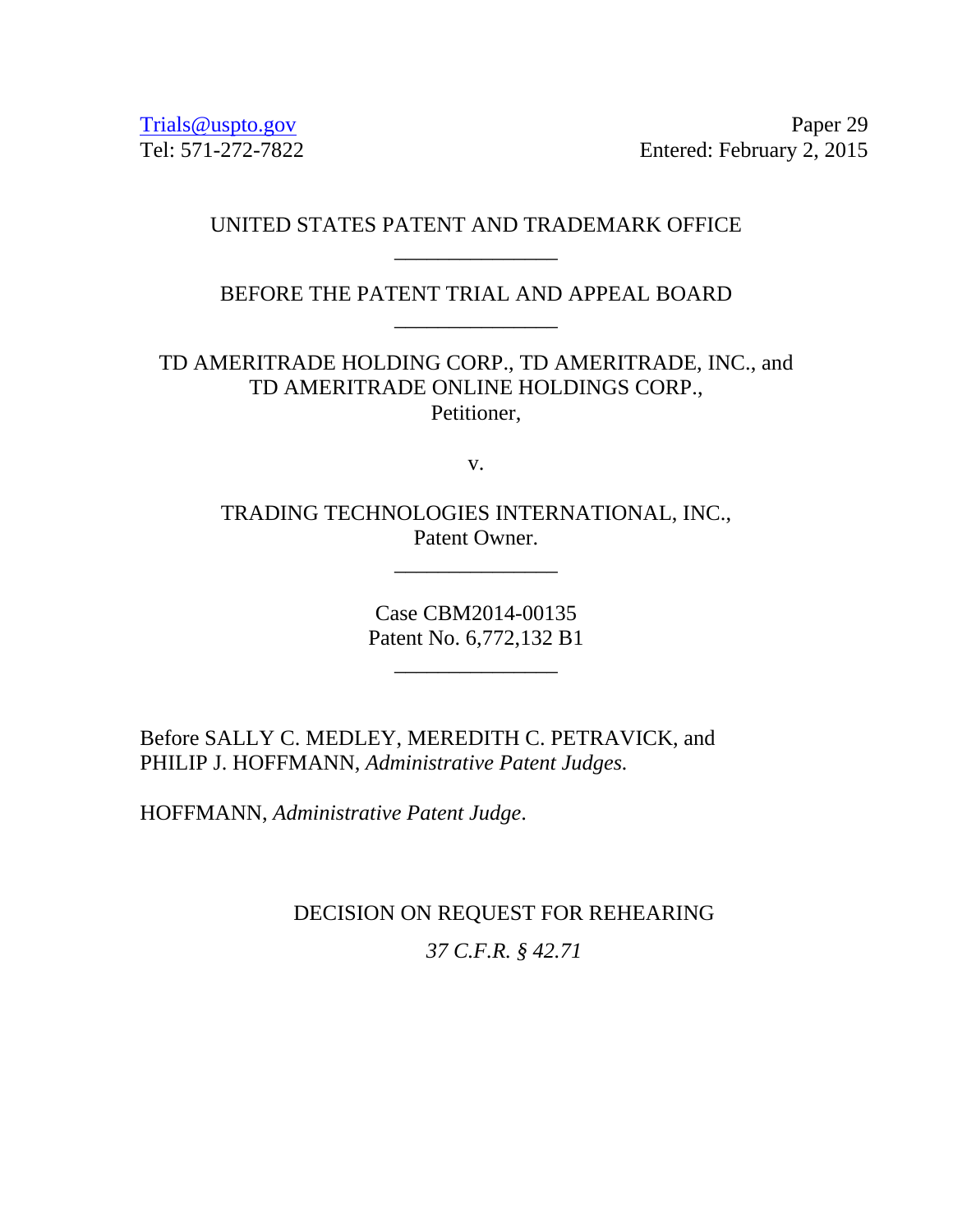Trials@uspto.gov
Tel: 571-272-7822

Paper 29
Entered: February 2, 2015

UNITED STATES PATENT AND TRADEMARK OFFICE

\_\_\_\_\_\_\_\_\_\_\_\_\_\_\_

BEFORE THE PATENT TRIAL AND APPEAL BOARD

\_\_\_\_\_\_\_\_\_\_\_\_\_\_\_

TD AMERITRADE HOLDING CORP., TD AMERITRADE, INC., and TD AMERITRADE ONLINE HOLDINGS CORP.,
Petitioner,

v.

TRADING TECHNOLOGIES INTERNATIONAL, INC.,
Patent Owner.

\_\_\_\_\_\_\_\_\_\_\_\_\_\_\_

Case CBM2014-00135
Patent No. 6,772,132 B1

\_\_\_\_\_\_\_\_\_\_\_\_\_\_\_

Before SALLY C. MEDLEY, MEREDITH C. PETRAVICK, and PHILIP J. HOFFMANN, *Administrative Patent Judges.*

HOFFMANN, *Administrative Patent Judge*.

# DECISION ON REQUEST FOR REHEARING

*37 C.F.R. § 42.71*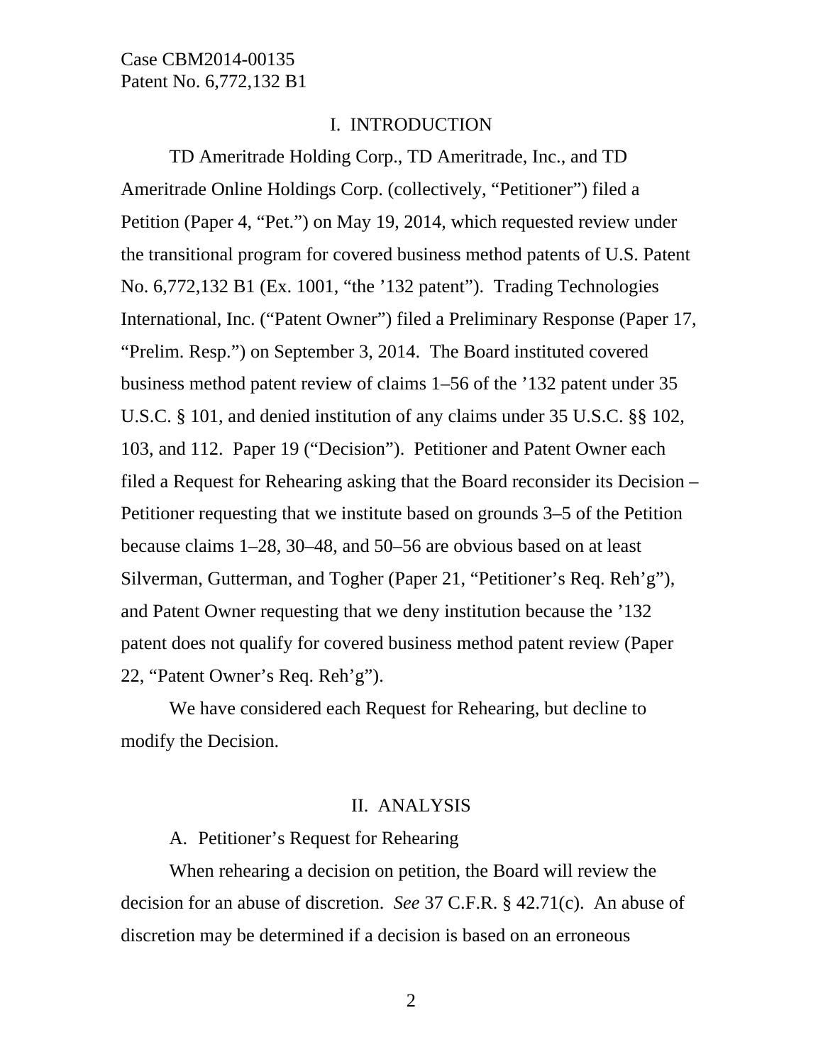## I. INTRODUCTION

TD Ameritrade Holding Corp., TD Ameritrade, Inc., and TD Ameritrade Online Holdings Corp. (collectively, "Petitioner") filed a Petition (Paper 4, "Pet.") on May 19, 2014, which requested review under the transitional program for covered business method patents of U.S. Patent No. 6,772,132 B1 (Ex. 1001, "the '132 patent"). Trading Technologies International, Inc. ("Patent Owner") filed a Preliminary Response (Paper 17, "Prelim. Resp.") on September 3, 2014. The Board instituted covered business method patent review of claims 1–56 of the '132 patent under 35 U.S.C. § 101, and denied institution of any claims under 35 U.S.C. §§ 102, 103, and 112. Paper 19 ("Decision"). Petitioner and Patent Owner each filed a Request for Rehearing asking that the Board reconsider its Decision – Petitioner requesting that we institute based on grounds 3–5 of the Petition because claims 1–28, 30–48, and 50–56 are obvious based on at least Silverman, Gutterman, and Togher (Paper 21, "Petitioner's Req. Reh'g"), and Patent Owner requesting that we deny institution because the '132 patent does not qualify for covered business method patent review (Paper 22, "Patent Owner's Req. Reh'g").

We have considered each Request for Rehearing, but decline to modify the Decision.

## II. ANALYSIS

### A. Petitioner's Request for Rehearing

When rehearing a decision on petition, the Board will review the decision for an abuse of discretion. *See* 37 C.F.R. § 42.71(c). An abuse of discretion may be determined if a decision is based on an erroneous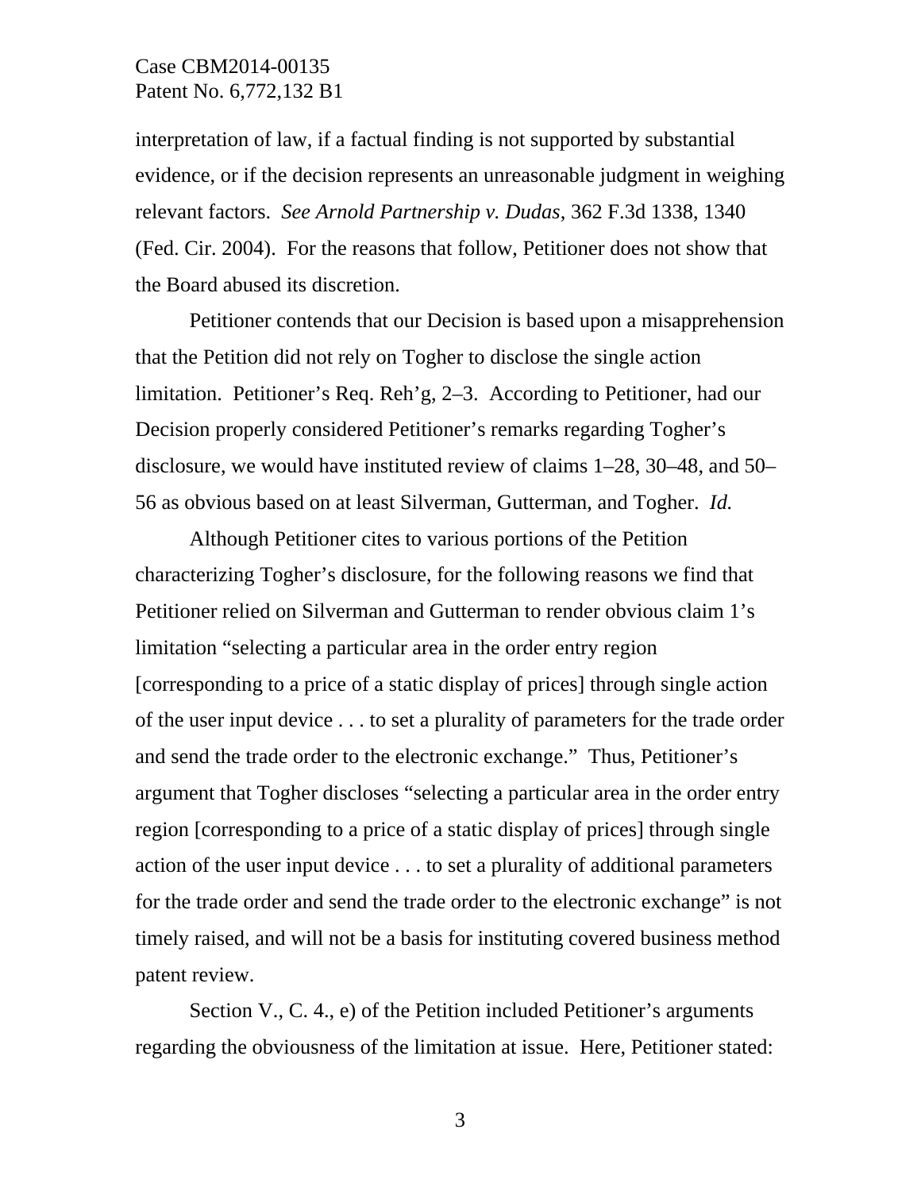interpretation of law, if a factual finding is not supported by substantial evidence, or if the decision represents an unreasonable judgment in weighing relevant factors. *See Arnold Partnership v. Dudas*, 362 F.3d 1338, 1340 (Fed. Cir. 2004). For the reasons that follow, Petitioner does not show that the Board abused its discretion.

Petitioner contends that our Decision is based upon a misapprehension that the Petition did not rely on Togher to disclose the single action limitation. Petitioner's Req. Reh'g, 2–3. According to Petitioner, had our Decision properly considered Petitioner's remarks regarding Togher's disclosure, we would have instituted review of claims 1–28, 30–48, and 50–56 as obvious based on at least Silverman, Gutterman, and Togher. *Id.*

Although Petitioner cites to various portions of the Petition characterizing Togher's disclosure, for the following reasons we find that Petitioner relied on Silverman and Gutterman to render obvious claim 1's limitation "selecting a particular area in the order entry region [corresponding to a price of a static display of prices] through single action of the user input device . . . to set a plurality of parameters for the trade order and send the trade order to the electronic exchange." Thus, Petitioner's argument that Togher discloses "selecting a particular area in the order entry region [corresponding to a price of a static display of prices] through single action of the user input device . . . to set a plurality of additional parameters for the trade order and send the trade order to the electronic exchange" is not timely raised, and will not be a basis for instituting covered business method patent review.

Section V., C. 4., e) of the Petition included Petitioner's arguments regarding the obviousness of the limitation at issue. Here, Petitioner stated: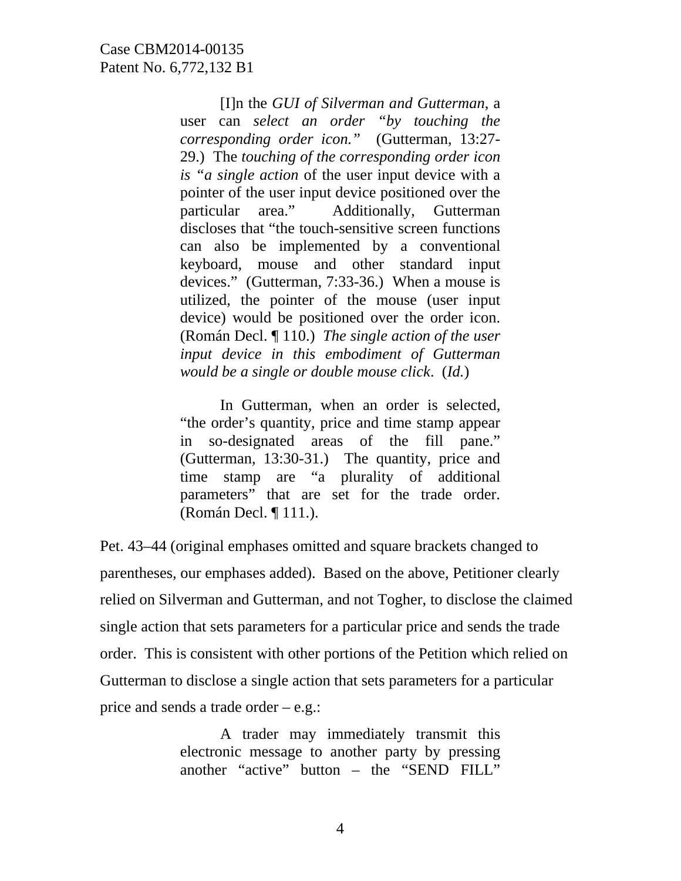> [I]n the *GUI of Silverman and Gutterman*, a user can *select an order "by touching the corresponding order icon."* (Gutterman, 13:27-29.) The *touching of the corresponding order icon is "a single action* of the user input device with a pointer of the user input device positioned over the particular area." Additionally, Gutterman discloses that "the touch-sensitive screen functions can also be implemented by a conventional keyboard, mouse and other standard input devices." (Gutterman, 7:33-36.) When a mouse is utilized, the pointer of the mouse (user input device) would be positioned over the order icon. (Román Decl. ¶ 110.) *The single action of the user input device in this embodiment of Gutterman would be a single or double mouse click*. (*Id.*)
>
> In Gutterman, when an order is selected, "the order's quantity, price and time stamp appear in so-designated areas of the fill pane." (Gutterman, 13:30-31.) The quantity, price and time stamp are "a plurality of additional parameters" that are set for the trade order. (Román Decl. ¶ 111.).

Pet. 43–44 (original emphases omitted and square brackets changed to parentheses, our emphases added). Based on the above, Petitioner clearly relied on Silverman and Gutterman, and not Togher, to disclose the claimed single action that sets parameters for a particular price and sends the trade order. This is consistent with other portions of the Petition which relied on Gutterman to disclose a single action that sets parameters for a particular price and sends a trade order – e.g.:

> A trader may immediately transmit this electronic message to another party by pressing another "active" button – the "SEND FILL"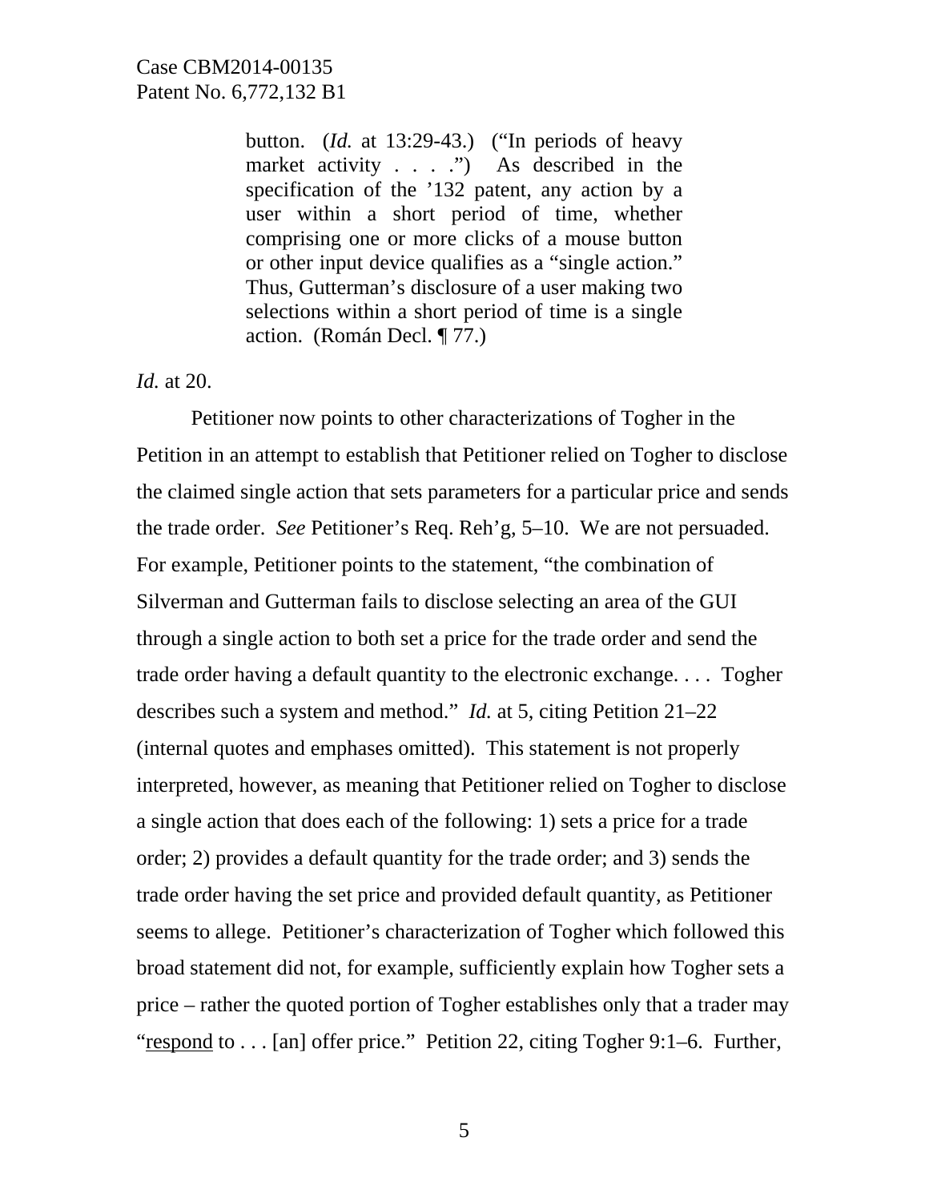> button. (*Id.* at 13:29-43.) ("In periods of heavy market activity . . . .") As described in the specification of the '132 patent, any action by a user within a short period of time, whether comprising one or more clicks of a mouse button or other input device qualifies as a "single action." Thus, Gutterman's disclosure of a user making two selections within a short period of time is a single action. (Román Decl. ¶ 77.)

*Id.* at 20.

Petitioner now points to other characterizations of Togher in the Petition in an attempt to establish that Petitioner relied on Togher to disclose the claimed single action that sets parameters for a particular price and sends the trade order. *See* Petitioner's Req. Reh'g, 5–10. We are not persuaded. For example, Petitioner points to the statement, "the combination of Silverman and Gutterman fails to disclose selecting an area of the GUI through a single action to both set a price for the trade order and send the trade order having a default quantity to the electronic exchange. . . . Togher describes such a system and method." *Id.* at 5, citing Petition 21–22 (internal quotes and emphases omitted). This statement is not properly interpreted, however, as meaning that Petitioner relied on Togher to disclose a single action that does each of the following: 1) sets a price for a trade order; 2) provides a default quantity for the trade order; and 3) sends the trade order having the set price and provided default quantity, as Petitioner seems to allege. Petitioner's characterization of Togher which followed this broad statement did not, for example, sufficiently explain how Togher sets a price – rather the quoted portion of Togher establishes only that a trader may "<u>respond</u> to . . . [an] offer price." Petition 22, citing Togher 9:1–6. Further,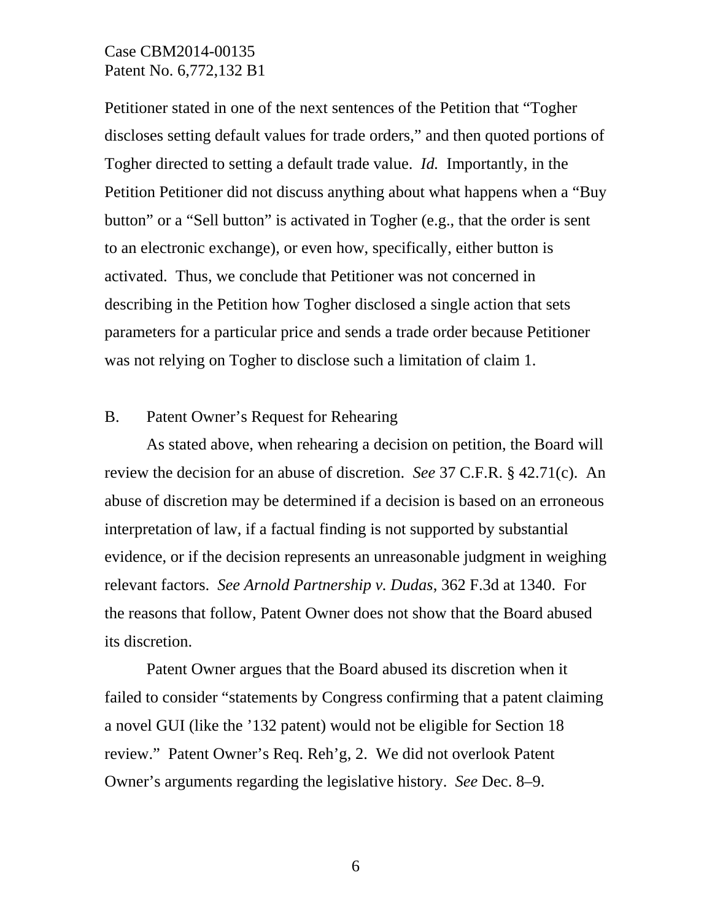Petitioner stated in one of the next sentences of the Petition that "Togher discloses setting default values for trade orders," and then quoted portions of Togher directed to setting a default trade value. *Id.* Importantly, in the Petition Petitioner did not discuss anything about what happens when a "Buy button" or a "Sell button" is activated in Togher (e.g., that the order is sent to an electronic exchange), or even how, specifically, either button is activated. Thus, we conclude that Petitioner was not concerned in describing in the Petition how Togher disclosed a single action that sets parameters for a particular price and sends a trade order because Petitioner was not relying on Togher to disclose such a limitation of claim 1.

B. Patent Owner's Request for Rehearing

As stated above, when rehearing a decision on petition, the Board will review the decision for an abuse of discretion. *See* 37 C.F.R. § 42.71(c). An abuse of discretion may be determined if a decision is based on an erroneous interpretation of law, if a factual finding is not supported by substantial evidence, or if the decision represents an unreasonable judgment in weighing relevant factors. *See Arnold Partnership v. Dudas*, 362 F.3d at 1340. For the reasons that follow, Patent Owner does not show that the Board abused its discretion.

Patent Owner argues that the Board abused its discretion when it failed to consider "statements by Congress confirming that a patent claiming a novel GUI (like the '132 patent) would not be eligible for Section 18 review." Patent Owner's Req. Reh'g, 2. We did not overlook Patent Owner's arguments regarding the legislative history. *See* Dec. 8–9.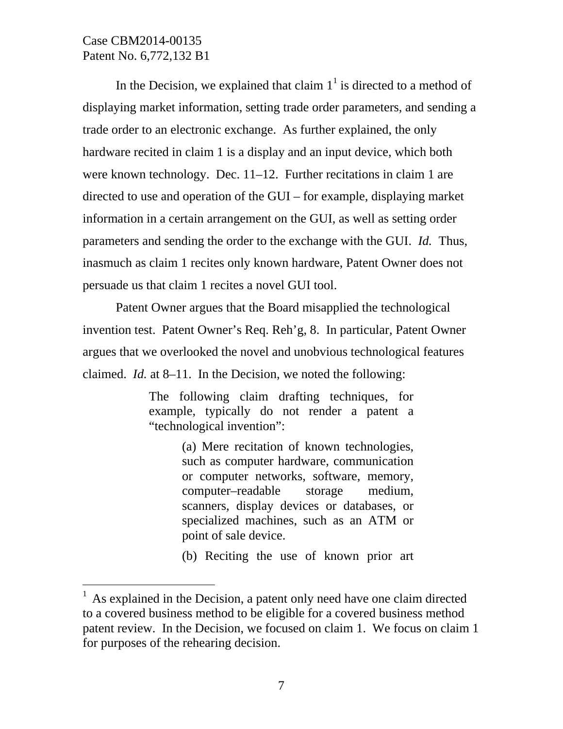In the Decision, we explained that claim 1[1] is directed to a method of displaying market information, setting trade order parameters, and sending a trade order to an electronic exchange. As further explained, the only hardware recited in claim 1 is a display and an input device, which both were known technology. Dec. 11–12. Further recitations in claim 1 are directed to use and operation of the GUI – for example, displaying market information in a certain arrangement on the GUI, as well as setting order parameters and sending the order to the exchange with the GUI. *Id.* Thus, inasmuch as claim 1 recites only known hardware, Patent Owner does not persuade us that claim 1 recites a novel GUI tool.

Patent Owner argues that the Board misapplied the technological invention test. Patent Owner's Req. Reh'g, 8. In particular, Patent Owner argues that we overlooked the novel and unobvious technological features claimed. *Id.* at 8–11. In the Decision, we noted the following:

> The following claim drafting techniques, for example, typically do not render a patent a "technological invention":
>
> > (a) Mere recitation of known technologies, such as computer hardware, communication or computer networks, software, memory, computer–readable storage medium, scanners, display devices or databases, or specialized machines, such as an ATM or point of sale device.
> >
> > (b) Reciting the use of known prior art

---

[1] As explained in the Decision, a patent only need have one claim directed to a covered business method to be eligible for a covered business method patent review. In the Decision, we focused on claim 1. We focus on claim 1 for purposes of the rehearing decision.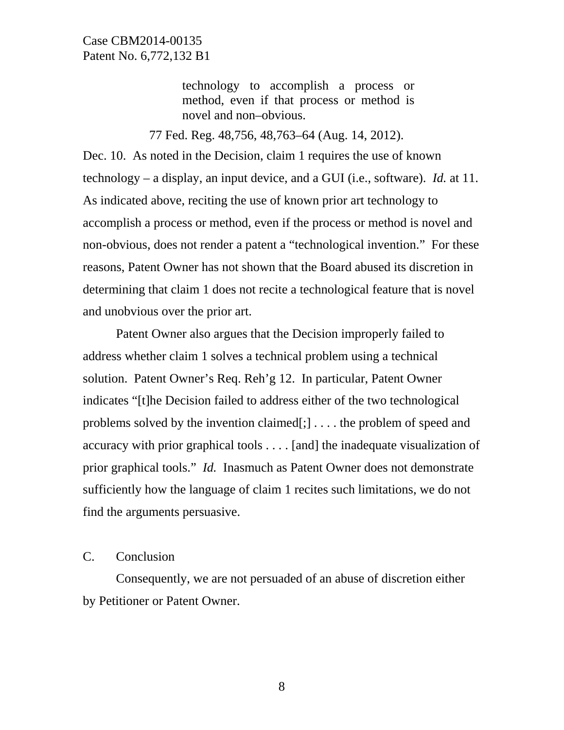> technology to accomplish a process or method, even if that process or method is novel and non–obvious.

77 Fed. Reg. 48,756, 48,763–64 (Aug. 14, 2012).

Dec. 10. As noted in the Decision, claim 1 requires the use of known technology – a display, an input device, and a GUI (i.e., software). *Id.* at 11. As indicated above, reciting the use of known prior art technology to accomplish a process or method, even if the process or method is novel and non-obvious, does not render a patent a "technological invention." For these reasons, Patent Owner has not shown that the Board abused its discretion in determining that claim 1 does not recite a technological feature that is novel and unobvious over the prior art.

Patent Owner also argues that the Decision improperly failed to address whether claim 1 solves a technical problem using a technical solution. Patent Owner's Req. Reh'g 12. In particular, Patent Owner indicates "[t]he Decision failed to address either of the two technological problems solved by the invention claimed[;] . . . . the problem of speed and accuracy with prior graphical tools . . . . [and] the inadequate visualization of prior graphical tools." *Id.* Inasmuch as Patent Owner does not demonstrate sufficiently how the language of claim 1 recites such limitations, we do not find the arguments persuasive.

## C. Conclusion

Consequently, we are not persuaded of an abuse of discretion either by Petitioner or Patent Owner.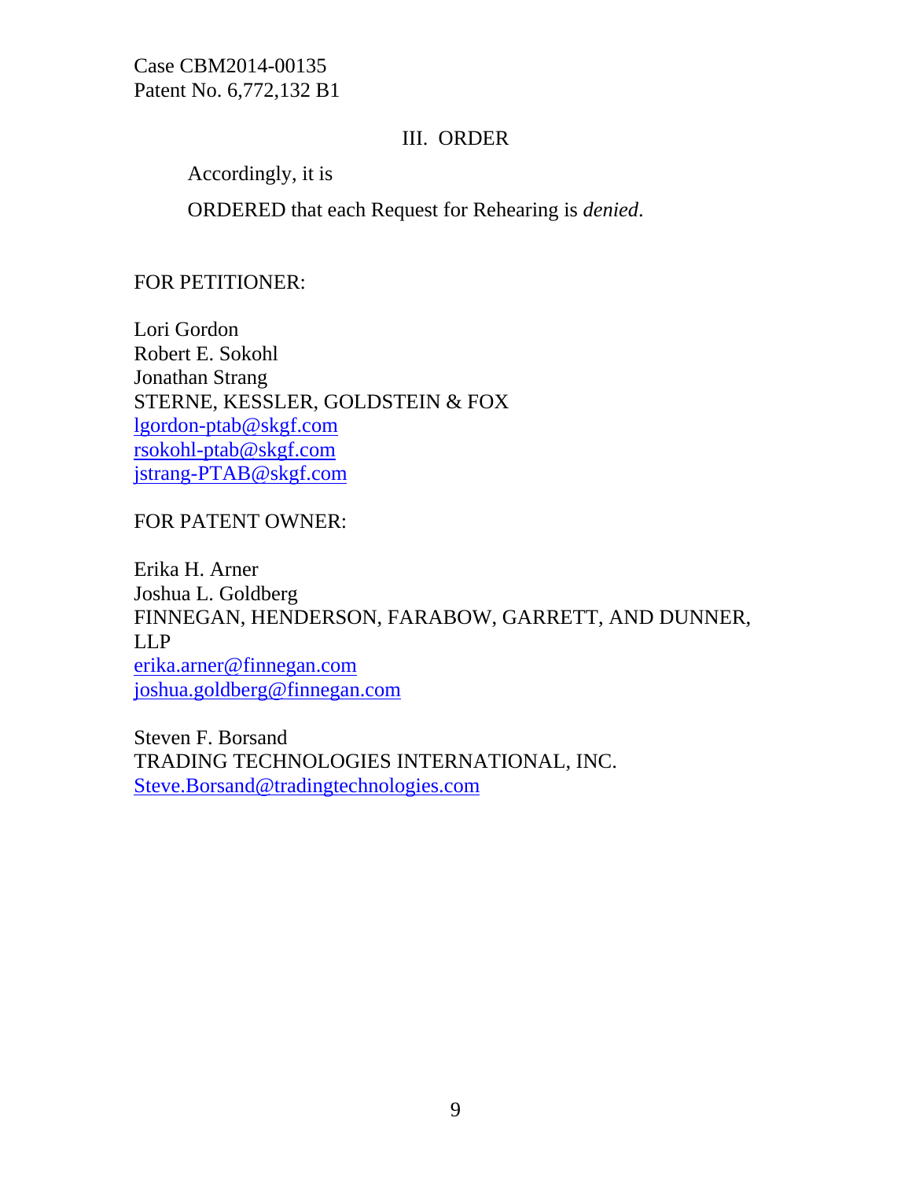## III. ORDER

Accordingly, it is

ORDERED that each Request for Rehearing is *denied*.

FOR PETITIONER:

Lori Gordon
Robert E. Sokohl
Jonathan Strang
STERNE, KESSLER, GOLDSTEIN & FOX
lgordon-ptab@skgf.com
rsokohl-ptab@skgf.com
jstrang-PTAB@skgf.com

FOR PATENT OWNER:

Erika H. Arner
Joshua L. Goldberg
FINNEGAN, HENDERSON, FARABOW, GARRETT, AND DUNNER, LLP
erika.arner@finnegan.com
joshua.goldberg@finnegan.com

Steven F. Borsand
TRADING TECHNOLOGIES INTERNATIONAL, INC.
Steve.Borsand@tradingtechnologies.com